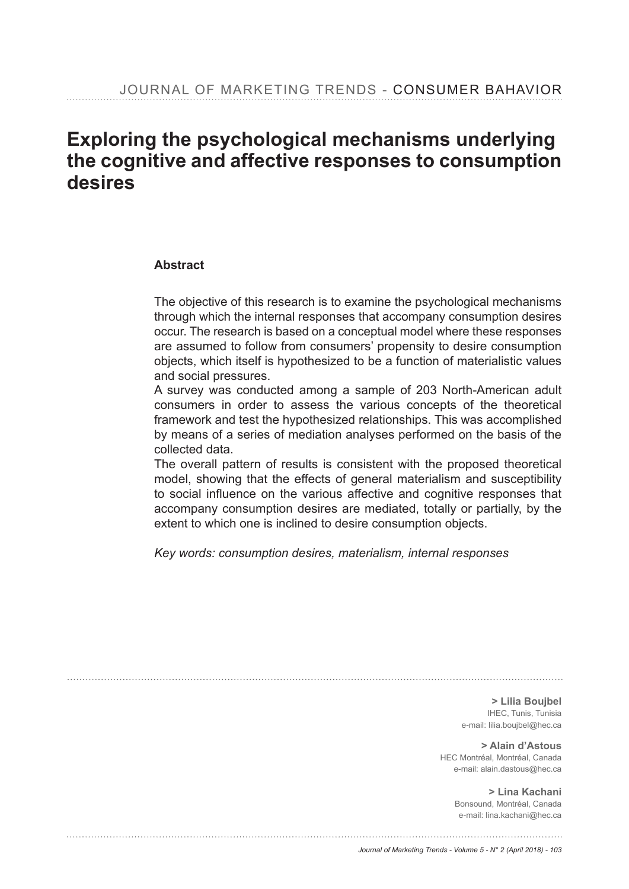# Exploring the psychological mechanisms underlying the cognitive and affective responses to consumption desires

## Abstract

The objective of this research is to examine the psychological mechanisms through which the internal responses that accompany consumption desires occur. The research is based on a conceptual model where these responses are assumed to follow from consumers' propensity to desire consumption objects, which itself is hypothesized to be a function of materialistic values and social pressures.

A survey was conducted among a sample of 203 North-American adult consumers in order to assess the various concepts of the theoretical framework and test the hypothesized relationships. This was accomplished by means of a series of mediation analyses performed on the basis of the collected data.

The overall pattern of results is consistent with the proposed theoretical model, showing that the effects of general materialism and susceptibility to social influence on the various affective and cognitive responses that accompany consumption desires are mediated, totally or partially, by the extent to which one is inclined to desire consumption objects.

*Key words: consumption desires, materialism, internal responses*

**> Lilia Boujbel**
IHEC, Tunis, Tunisia
e-mail: lilia.boujbel@hec.ca

**> Alain d'Astous**
HEC Montréal, Montréal, Canada
e-mail: alain.dastous@hec.ca

**> Lina Kachani**
Bonsound, Montréal, Canada
e-mail: lina.kachani@hec.ca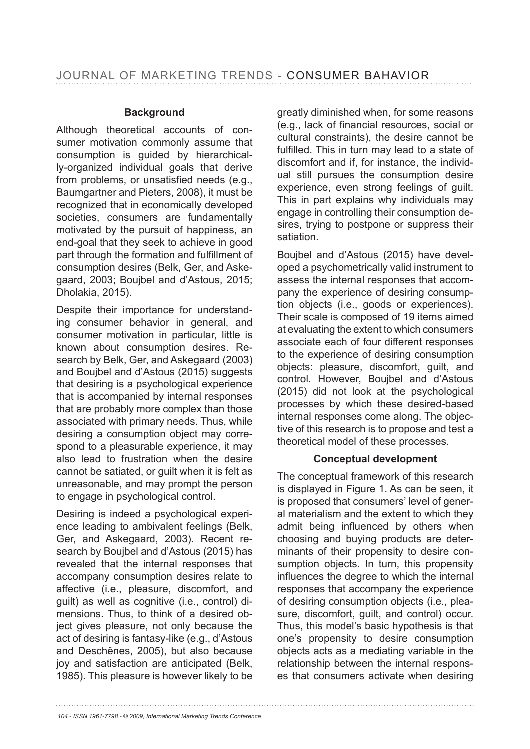## Background

Although theoretical accounts of consumer motivation commonly assume that consumption is guided by hierarchically-organized individual goals that derive from problems, or unsatisfied needs (e.g., Baumgartner and Pieters, 2008), it must be recognized that in economically developed societies, consumers are fundamentally motivated by the pursuit of happiness, an end-goal that they seek to achieve in good part through the formation and fulfillment of consumption desires (Belk, Ger, and Askegaard, 2003; Boujbel and d'Astous, 2015; Dholakia, 2015).

Despite their importance for understanding consumer behavior in general, and consumer motivation in particular, little is known about consumption desires. Research by Belk, Ger, and Askegaard (2003) and Boujbel and d'Astous (2015) suggests that desiring is a psychological experience that is accompanied by internal responses that are probably more complex than those associated with primary needs. Thus, while desiring a consumption object may correspond to a pleasurable experience, it may also lead to frustration when the desire cannot be satiated, or guilt when it is felt as unreasonable, and may prompt the person to engage in psychological control.

Desiring is indeed a psychological experience leading to ambivalent feelings (Belk, Ger, and Askegaard, 2003). Recent research by Boujbel and d'Astous (2015) has revealed that the internal responses that accompany consumption desires relate to affective (i.e., pleasure, discomfort, and guilt) as well as cognitive (i.e., control) dimensions. Thus, to think of a desired object gives pleasure, not only because the act of desiring is fantasy-like (e.g., d'Astous and Deschênes, 2005), but also because joy and satisfaction are anticipated (Belk, 1985). This pleasure is however likely to be greatly diminished when, for some reasons (e.g., lack of financial resources, social or cultural constraints), the desire cannot be fulfilled. This in turn may lead to a state of discomfort and if, for instance, the individual still pursues the consumption desire experience, even strong feelings of guilt. This in part explains why individuals may engage in controlling their consumption desires, trying to postpone or suppress their satiation.

Boujbel and d'Astous (2015) have developed a psychometrically valid instrument to assess the internal responses that accompany the experience of desiring consumption objects (i.e., goods or experiences). Their scale is composed of 19 items aimed at evaluating the extent to which consumers associate each of four different responses to the experience of desiring consumption objects: pleasure, discomfort, guilt, and control. However, Boujbel and d'Astous (2015) did not look at the psychological processes by which these desired-based internal responses come along. The objective of this research is to propose and test a theoretical model of these processes.

## Conceptual development

The conceptual framework of this research is displayed in Figure 1. As can be seen, it is proposed that consumers' level of general materialism and the extent to which they admit being influenced by others when choosing and buying products are determinants of their propensity to desire consumption objects. In turn, this propensity influences the degree to which the internal responses that accompany the experience of desiring consumption objects (i.e., pleasure, discomfort, guilt, and control) occur. Thus, this model's basic hypothesis is that one's propensity to desire consumption objects acts as a mediating variable in the relationship between the internal responses that consumers activate when desiring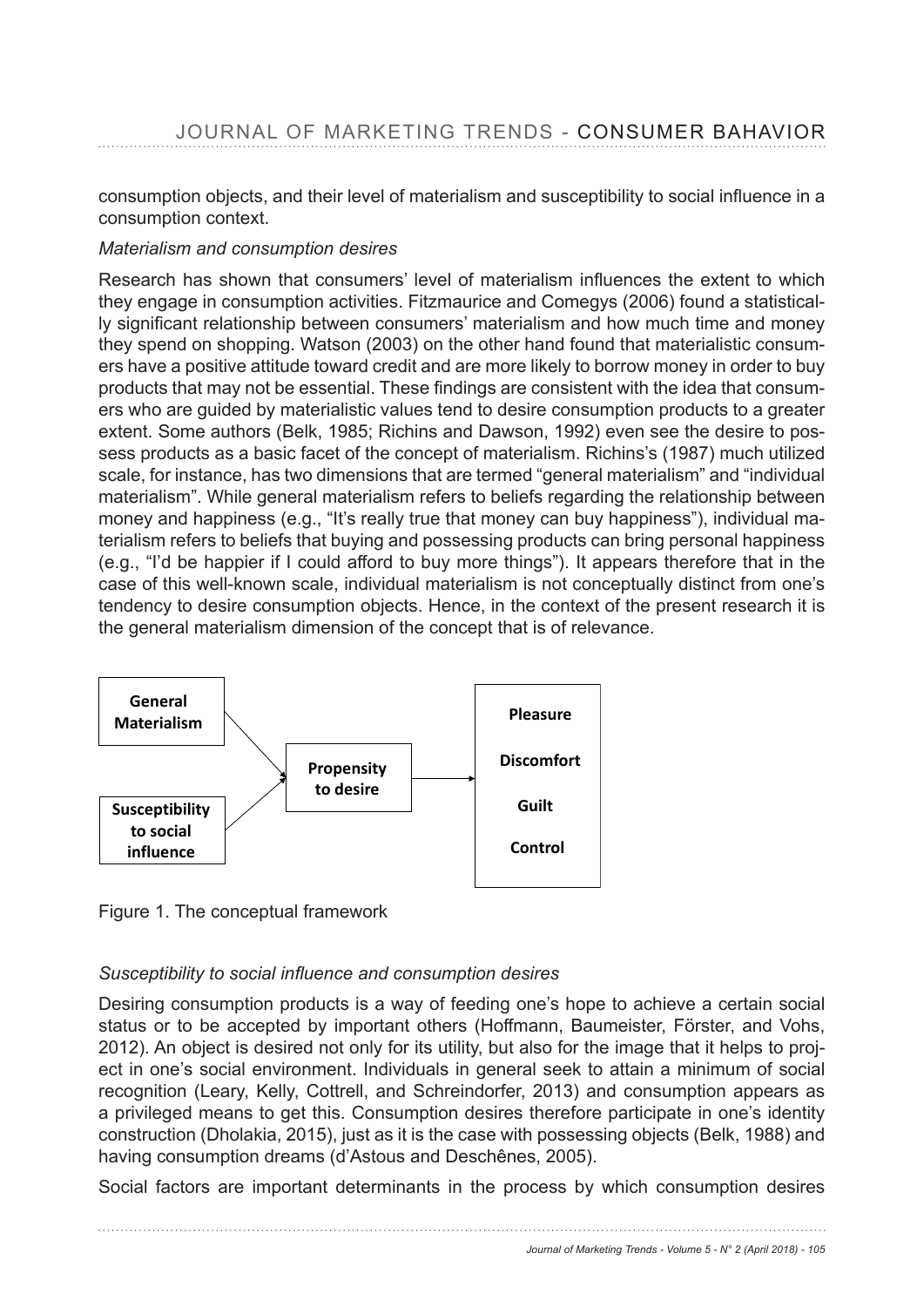consumption objects, and their level of materialism and susceptibility to social influence in a consumption context.

*Materialism and consumption desires*

Research has shown that consumers' level of materialism influences the extent to which they engage in consumption activities. Fitzmaurice and Comegys (2006) found a statistically significant relationship between consumers' materialism and how much time and money they spend on shopping. Watson (2003) on the other hand found that materialistic consumers have a positive attitude toward credit and are more likely to borrow money in order to buy products that may not be essential. These findings are consistent with the idea that consumers who are guided by materialistic values tend to desire consumption products to a greater extent. Some authors (Belk, 1985; Richins and Dawson, 1992) even see the desire to possess products as a basic facet of the concept of materialism. Richins's (1987) much utilized scale, for instance, has two dimensions that are termed "general materialism" and "individual materialism". While general materialism refers to beliefs regarding the relationship between money and happiness (e.g., "It's really true that money can buy happiness"), individual materialism refers to beliefs that buying and possessing products can bring personal happiness (e.g., "I'd be happier if I could afford to buy more things"). It appears therefore that in the case of this well-known scale, individual materialism is not conceptually distinct from one's tendency to desire consumption objects. Hence, in the context of the present research it is the general materialism dimension of the concept that is of relevance.

Figure 1. The conceptual framework

*Susceptibility to social influence and consumption desires*

Desiring consumption products is a way of feeding one's hope to achieve a certain social status or to be accepted by important others (Hoffmann, Baumeister, Förster, and Vohs, 2012). An object is desired not only for its utility, but also for the image that it helps to project in one's social environment. Individuals in general seek to attain a minimum of social recognition (Leary, Kelly, Cottrell, and Schreindorfer, 2013) and consumption appears as a privileged means to get this. Consumption desires therefore participate in one's identity construction (Dholakia, 2015), just as it is the case with possessing objects (Belk, 1988) and having consumption dreams (d'Astous and Deschênes, 2005).

Social factors are important determinants in the process by which consumption desires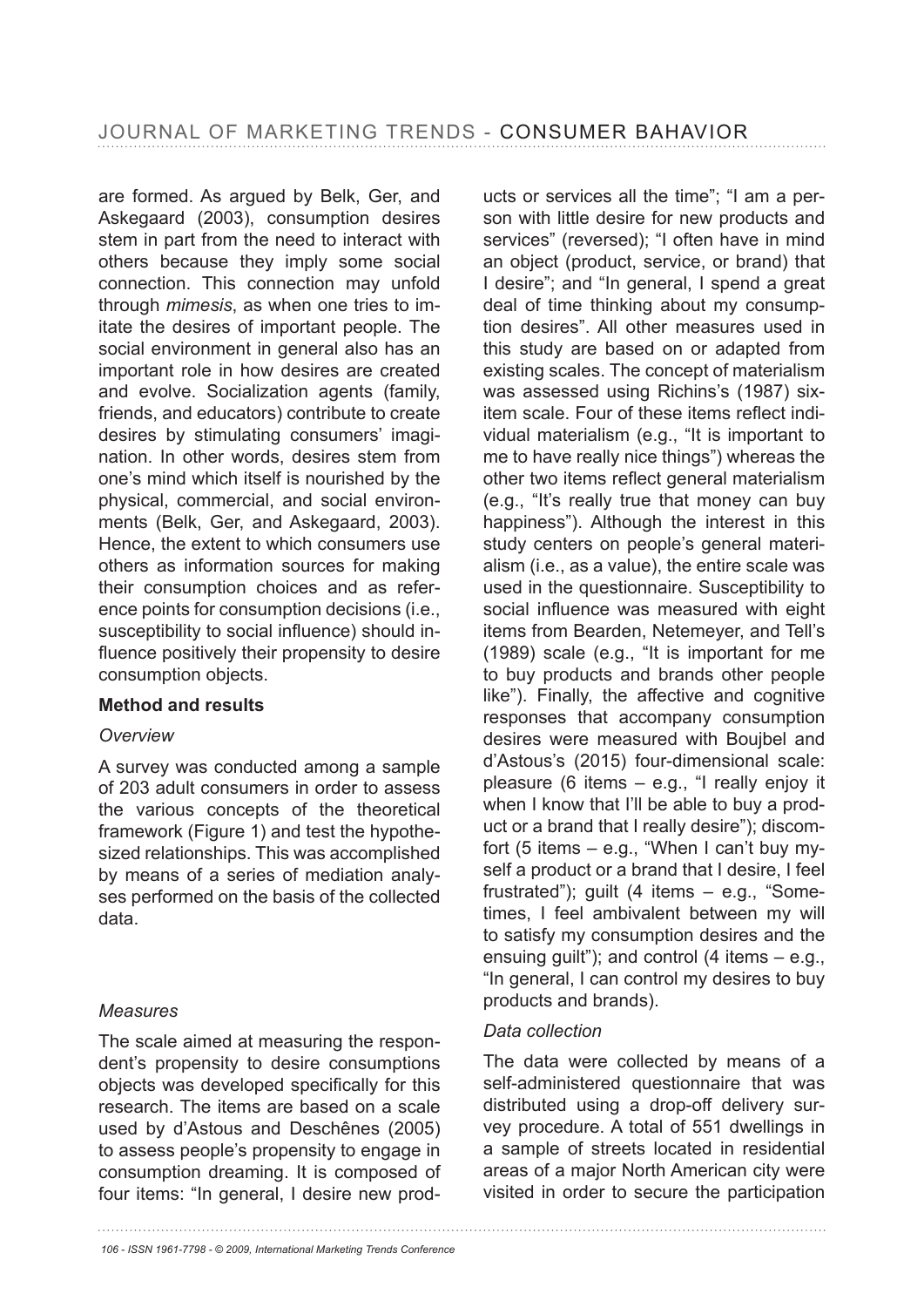are formed. As argued by Belk, Ger, and Askegaard (2003), consumption desires stem in part from the need to interact with others because they imply some social connection. This connection may unfold through *mimesis*, as when one tries to imitate the desires of important people. The social environment in general also has an important role in how desires are created and evolve. Socialization agents (family, friends, and educators) contribute to create desires by stimulating consumers' imagination. In other words, desires stem from one's mind which itself is nourished by the physical, commercial, and social environments (Belk, Ger, and Askegaard, 2003). Hence, the extent to which consumers use others as information sources for making their consumption choices and as reference points for consumption decisions (i.e., susceptibility to social influence) should influence positively their propensity to desire consumption objects.

## Method and results

### *Overview*

A survey was conducted among a sample of 203 adult consumers in order to assess the various concepts of the theoretical framework (Figure 1) and test the hypothesized relationships. This was accomplished by means of a series of mediation analyses performed on the basis of the collected data.

### *Measures*

The scale aimed at measuring the respondent's propensity to desire consumptions objects was developed specifically for this research. The items are based on a scale used by d'Astous and Deschênes (2005) to assess people's propensity to engage in consumption dreaming. It is composed of four items: "In general, I desire new products or services all the time"; "I am a person with little desire for new products and services" (reversed); "I often have in mind an object (product, service, or brand) that I desire"; and "In general, I spend a great deal of time thinking about my consumption desires". All other measures used in this study are based on or adapted from existing scales. The concept of materialism was assessed using Richins's (1987) six-item scale. Four of these items reflect individual materialism (e.g., "It is important to me to have really nice things") whereas the other two items reflect general materialism (e.g., "It's really true that money can buy happiness"). Although the interest in this study centers on people's general materialism (i.e., as a value), the entire scale was used in the questionnaire. Susceptibility to social influence was measured with eight items from Bearden, Netemeyer, and Tell's (1989) scale (e.g., "It is important for me to buy products and brands other people like"). Finally, the affective and cognitive responses that accompany consumption desires were measured with Boujbel and d'Astous's (2015) four-dimensional scale: pleasure (6 items – e.g., "I really enjoy it when I know that I'll be able to buy a product or a brand that I really desire"); discomfort (5 items – e.g., "When I can't buy myself a product or a brand that I desire, I feel frustrated"); guilt (4 items – e.g., "Sometimes, I feel ambivalent between my will to satisfy my consumption desires and the ensuing guilt"); and control (4 items – e.g., "In general, I can control my desires to buy products and brands).

### *Data collection*

The data were collected by means of a self-administered questionnaire that was distributed using a drop-off delivery survey procedure. A total of 551 dwellings in a sample of streets located in residential areas of a major North American city were visited in order to secure the participation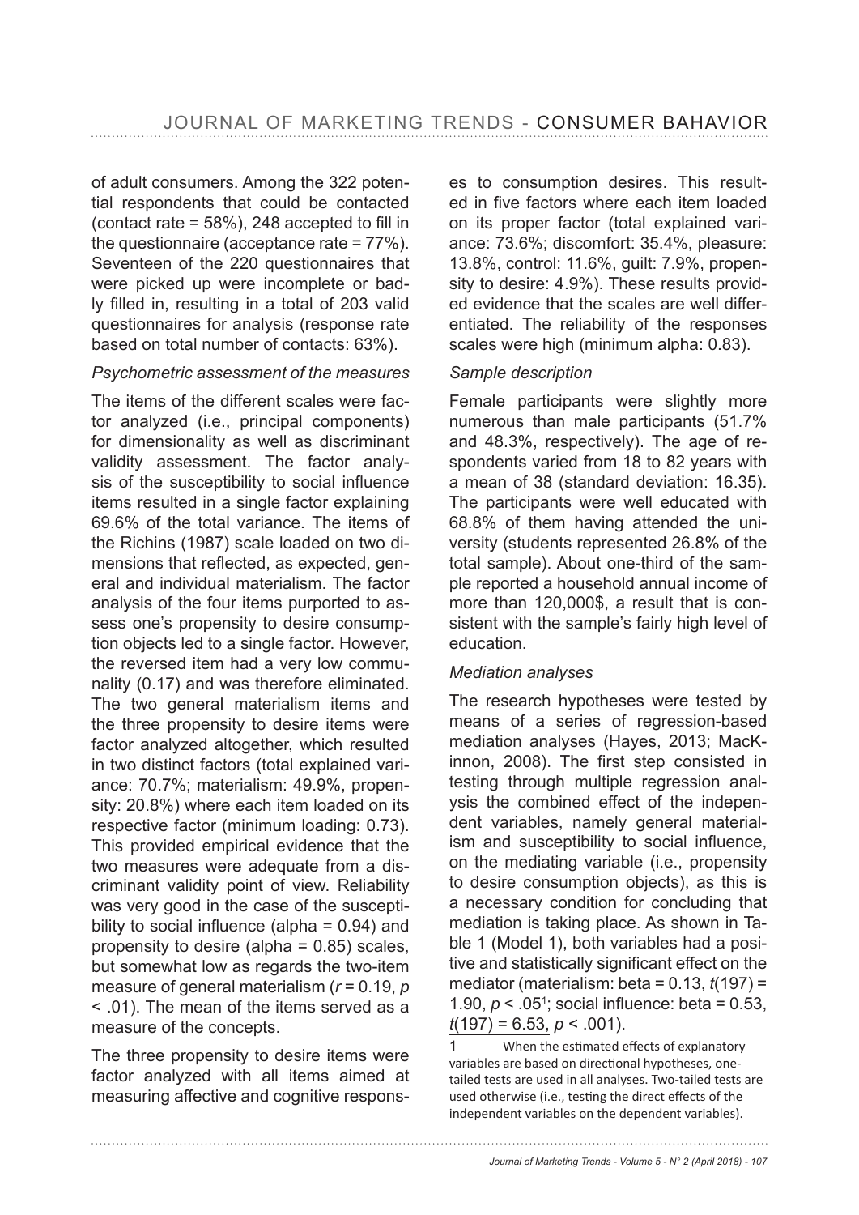of adult consumers. Among the 322 potential respondents that could be contacted (contact rate = 58%), 248 accepted to fill in the questionnaire (acceptance rate = 77%). Seventeen of the 220 questionnaires that were picked up were incomplete or badly filled in, resulting in a total of 203 valid questionnaires for analysis (response rate based on total number of contacts: 63%).

### *Psychometric assessment of the measures*

The items of the different scales were factor analyzed (i.e., principal components) for dimensionality as well as discriminant validity assessment. The factor analysis of the susceptibility to social influence items resulted in a single factor explaining 69.6% of the total variance. The items of the Richins (1987) scale loaded on two dimensions that reflected, as expected, general and individual materialism. The factor analysis of the four items purported to assess one's propensity to desire consumption objects led to a single factor. However, the reversed item had a very low communality (0.17) and was therefore eliminated. The two general materialism items and the three propensity to desire items were factor analyzed altogether, which resulted in two distinct factors (total explained variance: 70.7%; materialism: 49.9%, propensity: 20.8%) where each item loaded on its respective factor (minimum loading: 0.73). This provided empirical evidence that the two measures were adequate from a discriminant validity point of view. Reliability was very good in the case of the susceptibility to social influence (alpha = 0.94) and propensity to desire (alpha = 0.85) scales, but somewhat low as regards the two-item measure of general materialism ($r = 0.19$, $p < .01$). The mean of the items served as a measure of the concepts.

The three propensity to desire items were factor analyzed with all items aimed at measuring affective and cognitive responses to consumption desires. This resulted in five factors where each item loaded on its proper factor (total explained variance: 73.6%; discomfort: 35.4%, pleasure: 13.8%, control: 11.6%, guilt: 7.9%, propensity to desire: 4.9%). These results provided evidence that the scales are well differentiated. The reliability of the responses scales were high (minimum alpha: 0.83).

### *Sample description*

Female participants were slightly more numerous than male participants (51.7% and 48.3%, respectively). The age of respondents varied from 18 to 82 years with a mean of 38 (standard deviation: 16.35). The participants were well educated with 68.8% of them having attended the university (students represented 26.8% of the total sample). About one-third of the sample reported a household annual income of more than 120,000$, a result that is consistent with the sample's fairly high level of education.

### *Mediation analyses*

The research hypotheses were tested by means of a series of regression-based mediation analyses (Hayes, 2013; MacKinnon, 2008). The first step consisted in testing through multiple regression analysis the combined effect of the independent variables, namely general materialism and susceptibility to social influence, on the mediating variable (i.e., propensity to desire consumption objects), as this is a necessary condition for concluding that mediation is taking place. As shown in Table 1 (Model 1), both variables had a positive and statistically significant effect on the mediator (materialism: beta = 0.13, $t(197) = 1.90$, $p < .05$[1]; social influence: beta = 0.53, $t(197) = 6.53$, $p < .001$).

1 When the estimated effects of explanatory variables are based on directional hypotheses, one-tailed tests are used in all analyses. Two-tailed tests are used otherwise (i.e., testing the direct effects of the independent variables on the dependent variables).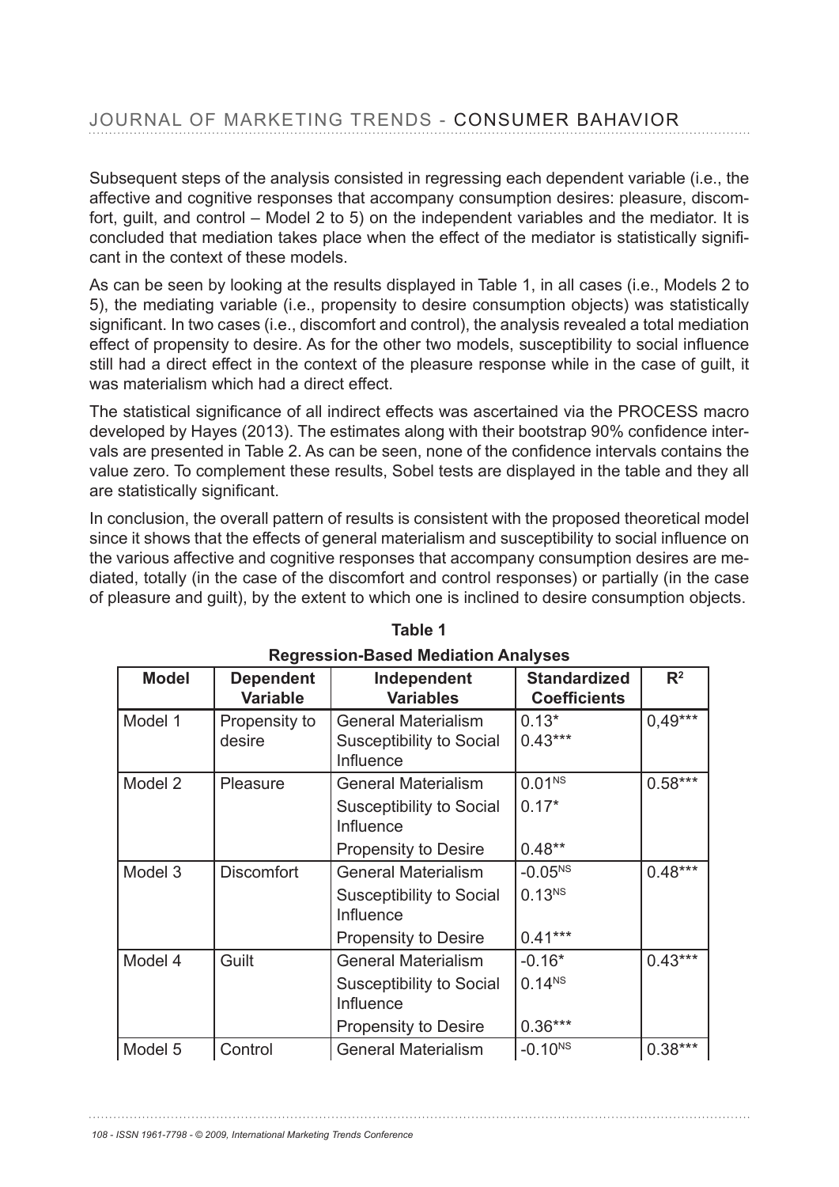Subsequent steps of the analysis consisted in regressing each dependent variable (i.e., the affective and cognitive responses that accompany consumption desires: pleasure, discomfort, guilt, and control – Model 2 to 5) on the independent variables and the mediator. It is concluded that mediation takes place when the effect of the mediator is statistically significant in the context of these models.

As can be seen by looking at the results displayed in Table 1, in all cases (i.e., Models 2 to 5), the mediating variable (i.e., propensity to desire consumption objects) was statistically significant. In two cases (i.e., discomfort and control), the analysis revealed a total mediation effect of propensity to desire. As for the other two models, susceptibility to social influence still had a direct effect in the context of the pleasure response while in the case of guilt, it was materialism which had a direct effect.

The statistical significance of all indirect effects was ascertained via the PROCESS macro developed by Hayes (2013). The estimates along with their bootstrap 90% confidence intervals are presented in Table 2. As can be seen, none of the confidence intervals contains the value zero. To complement these results, Sobel tests are displayed in the table and they all are statistically significant.

In conclusion, the overall pattern of results is consistent with the proposed theoretical model since it shows that the effects of general materialism and susceptibility to social influence on the various affective and cognitive responses that accompany consumption desires are mediated, totally (in the case of the discomfort and control responses) or partially (in the case of pleasure and guilt), by the extent to which one is inclined to desire consumption objects.

**Table 1**

**Regression-Based Mediation Analyses**

| Model | Dependent Variable | Independent Variables | Standardized Coefficients | $R^2$ |
|---|---|---|---|---|
| Model 1 | Propensity to desire | General Materialism | 0.13* | 0,49*** |
| | | Susceptibility to Social Influence | 0.43*** | |
| Model 2 | Pleasure | General Materialism | $0.01^{NS}$ | 0.58*** |
| | | Susceptibility to Social Influence | 0.17* | |
| | | Propensity to Desire | 0.48** | |
| Model 3 | Discomfort | General Materialism | $-0.05^{NS}$ | 0.48*** |
| | | Susceptibility to Social Influence | $0.13^{NS}$ | |
| | | Propensity to Desire | 0.41*** | |
| Model 4 | Guilt | General Materialism | -0.16* | 0.43*** |
| | | Susceptibility to Social Influence | $0.14^{NS}$ | |
| | | Propensity to Desire | 0.36*** | |
| Model 5 | Control | General Materialism | $-0.10^{NS}$ | 0.38*** |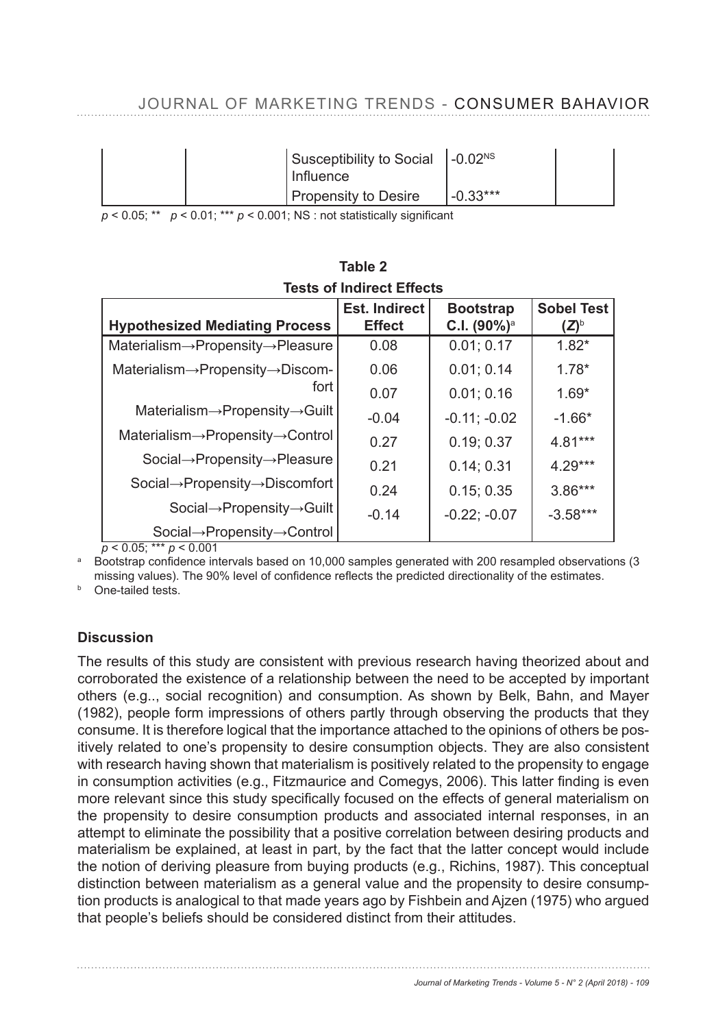| | | Susceptibility to Social Influence | -0.02[NS] | |
|---|---|---|---|---|
| | | Propensity to Desire | -0.33*** | |

$p < 0.05$; ** $p < 0.01$; *** $p < 0.001$; NS : not statistically significant

**Table 2**

**Tests of Indirect Effects**

| Hypothesized Mediating Process | Est. Indirect Effect | Bootstrap C.I. (90%)[a] | Sobel Test $(Z)$[b] |
|---|---|---|---|
| Materialism→Propensity→Pleasure | 0.08 | 0.01; 0.17 | 1.82* |
| Materialism→Propensity→Discomfort | 0.06 | 0.01; 0.14 | 1.78* |
| | 0.07 | 0.01; 0.16 | 1.69* |
| Materialism→Propensity→Guilt | -0.04 | -0.11; -0.02 | -1.66* |
| Materialism→Propensity→Control | 0.27 | 0.19; 0.37 | 4.81*** |
| Social→Propensity→Pleasure | 0.21 | 0.14; 0.31 | 4.29*** |
| Social→Propensity→Discomfort | 0.24 | 0.15; 0.35 | 3.86*** |
| Social→Propensity→Guilt | -0.14 | -0.22; -0.07 | -3.58*** |
| Social→Propensity→Control | | | |

$p < 0.05$; *** $p < 0.001$

[a] Bootstrap confidence intervals based on 10,000 samples generated with 200 resampled observations (3 missing values). The 90% level of confidence reflects the predicted directionality of the estimates.

[b] One-tailed tests.

### Discussion

The results of this study are consistent with previous research having theorized about and corroborated the existence of a relationship between the need to be accepted by important others (e.g.., social recognition) and consumption. As shown by Belk, Bahn, and Mayer (1982), people form impressions of others partly through observing the products that they consume. It is therefore logical that the importance attached to the opinions of others be positively related to one's propensity to desire consumption objects. They are also consistent with research having shown that materialism is positively related to the propensity to engage in consumption activities (e.g., Fitzmaurice and Comegys, 2006). This latter finding is even more relevant since this study specifically focused on the effects of general materialism on the propensity to desire consumption products and associated internal responses, in an attempt to eliminate the possibility that a positive correlation between desiring products and materialism be explained, at least in part, by the fact that the latter concept would include the notion of deriving pleasure from buying products (e.g., Richins, 1987). This conceptual distinction between materialism as a general value and the propensity to desire consumption products is analogical to that made years ago by Fishbein and Ajzen (1975) who argued that people's beliefs should be considered distinct from their attitudes.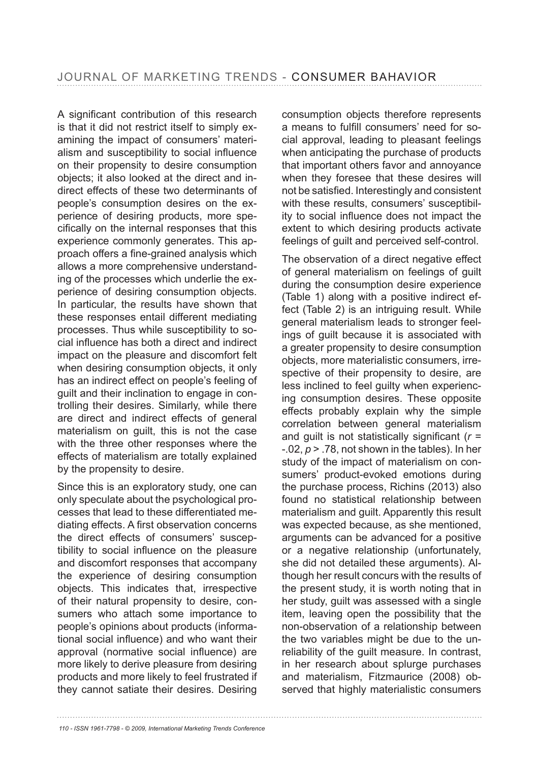A significant contribution of this research is that it did not restrict itself to simply examining the impact of consumers' materialism and susceptibility to social influence on their propensity to desire consumption objects; it also looked at the direct and indirect effects of these two determinants of people's consumption desires on the experience of desiring products, more specifically on the internal responses that this experience commonly generates. This approach offers a fine-grained analysis which allows a more comprehensive understanding of the processes which underlie the experience of desiring consumption objects. In particular, the results have shown that these responses entail different mediating processes. Thus while susceptibility to social influence has both a direct and indirect impact on the pleasure and discomfort felt when desiring consumption objects, it only has an indirect effect on people's feeling of guilt and their inclination to engage in controlling their desires. Similarly, while there are direct and indirect effects of general materialism on guilt, this is not the case with the three other responses where the effects of materialism are totally explained by the propensity to desire.

Since this is an exploratory study, one can only speculate about the psychological processes that lead to these differentiated mediating effects. A first observation concerns the direct effects of consumers' susceptibility to social influence on the pleasure and discomfort responses that accompany the experience of desiring consumption objects. This indicates that, irrespective of their natural propensity to desire, consumers who attach some importance to people's opinions about products (informational social influence) and who want their approval (normative social influence) are more likely to derive pleasure from desiring products and more likely to feel frustrated if they cannot satiate their desires. Desiring consumption objects therefore represents a means to fulfill consumers' need for social approval, leading to pleasant feelings when anticipating the purchase of products that important others favor and annoyance when they foresee that these desires will not be satisfied. Interestingly and consistent with these results, consumers' susceptibility to social influence does not impact the extent to which desiring products activate feelings of guilt and perceived self-control.

The observation of a direct negative effect of general materialism on feelings of guilt during the consumption desire experience (Table 1) along with a positive indirect effect (Table 2) is an intriguing result. While general materialism leads to stronger feelings of guilt because it is associated with a greater propensity to desire consumption objects, more materialistic consumers, irrespective of their propensity to desire, are less inclined to feel guilty when experiencing consumption desires. These opposite effects probably explain why the simple correlation between general materialism and guilt is not statistically significant ($r = -.02$, $p > .78$, not shown in the tables). In her study of the impact of materialism on consumers' product-evoked emotions during the purchase process, Richins (2013) also found no statistical relationship between materialism and guilt. Apparently this result was expected because, as she mentioned, arguments can be advanced for a positive or a negative relationship (unfortunately, she did not detailed these arguments). Although her result concurs with the results of the present study, it is worth noting that in her study, guilt was assessed with a single item, leaving open the possibility that the non-observation of a relationship between the two variables might be due to the unreliability of the guilt measure. In contrast, in her research about splurge purchases and materialism, Fitzmaurice (2008) observed that highly materialistic consumers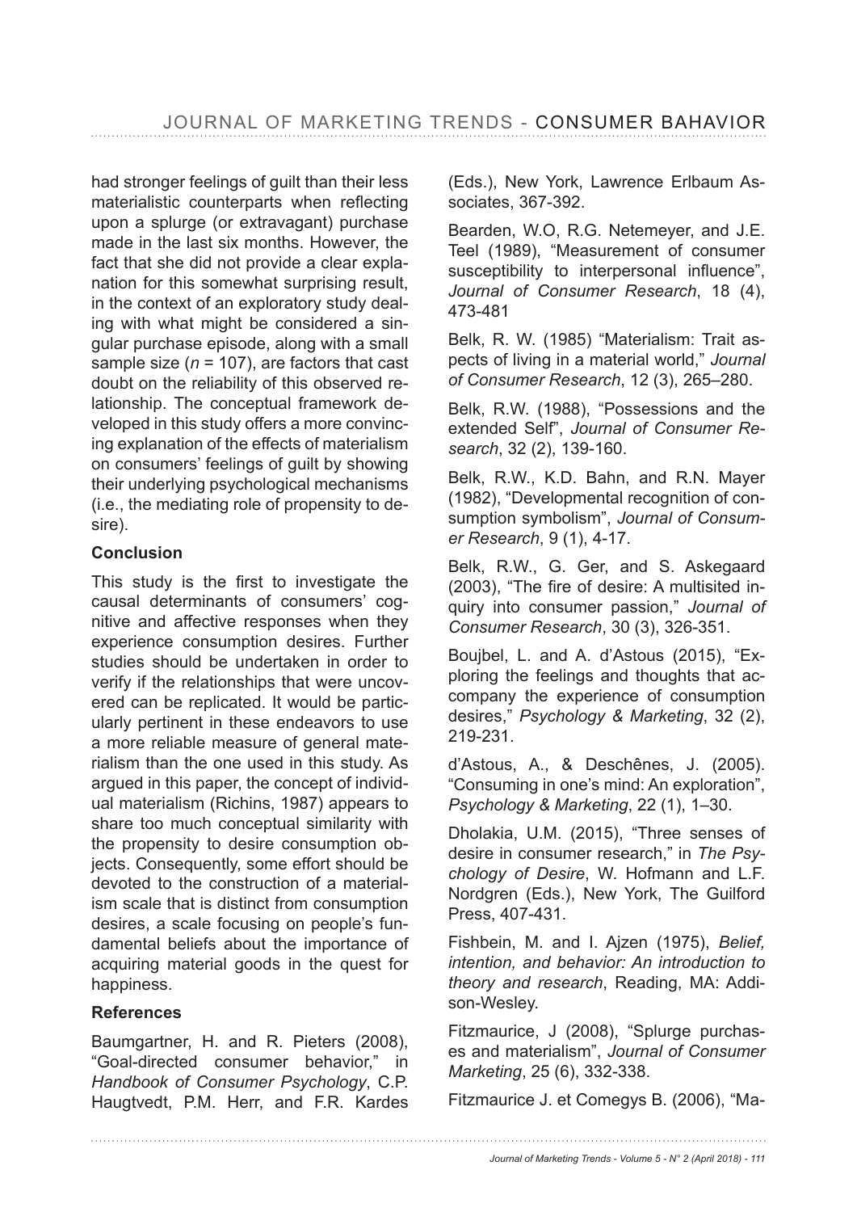had stronger feelings of guilt than their less materialistic counterparts when reflecting upon a splurge (or extravagant) purchase made in the last six months. However, the fact that she did not provide a clear explanation for this somewhat surprising result, in the context of an exploratory study dealing with what might be considered a singular purchase episode, along with a small sample size ($n$ = 107), are factors that cast doubt on the reliability of this observed relationship. The conceptual framework developed in this study offers a more convincing explanation of the effects of materialism on consumers' feelings of guilt by showing their underlying psychological mechanisms (i.e., the mediating role of propensity to desire).

## Conclusion

This study is the first to investigate the causal determinants of consumers' cognitive and affective responses when they experience consumption desires. Further studies should be undertaken in order to verify if the relationships that were uncovered can be replicated. It would be particularly pertinent in these endeavors to use a more reliable measure of general materialism than the one used in this study. As argued in this paper, the concept of individual materialism (Richins, 1987) appears to share too much conceptual similarity with the propensity to desire consumption objects. Consequently, some effort should be devoted to the construction of a materialism scale that is distinct from consumption desires, a scale focusing on people's fundamental beliefs about the importance of acquiring material goods in the quest for happiness.

## References

Baumgartner, H. and R. Pieters (2008), "Goal-directed consumer behavior," in *Handbook of Consumer Psychology*, C.P. Haugtvedt, P.M. Herr, and F.R. Kardes (Eds.), New York, Lawrence Erlbaum Associates, 367-392.

Bearden, W.O, R.G. Netemeyer, and J.E. Teel (1989), "Measurement of consumer susceptibility to interpersonal influence", *Journal of Consumer Research*, 18 (4), 473-481

Belk, R. W. (1985) "Materialism: Trait aspects of living in a material world," *Journal of Consumer Research*, 12 (3), 265–280.

Belk, R.W. (1988), "Possessions and the extended Self", *Journal of Consumer Research*, 32 (2), 139-160.

Belk, R.W., K.D. Bahn, and R.N. Mayer (1982), "Developmental recognition of consumption symbolism", *Journal of Consumer Research*, 9 (1), 4-17.

Belk, R.W., G. Ger, and S. Askegaard (2003), "The fire of desire: A multisited inquiry into consumer passion," *Journal of Consumer Research*, 30 (3), 326-351.

Boujbel, L. and A. d'Astous (2015), "Exploring the feelings and thoughts that accompany the experience of consumption desires," *Psychology & Marketing*, 32 (2), 219-231.

d'Astous, A., & Deschênes, J. (2005). "Consuming in one's mind: An exploration", *Psychology & Marketing*, 22 (1), 1–30.

Dholakia, U.M. (2015), "Three senses of desire in consumer research," in *The Psychology of Desire*, W. Hofmann and L.F. Nordgren (Eds.), New York, The Guilford Press, 407-431.

Fishbein, M. and I. Ajzen (1975), *Belief, intention, and behavior: An introduction to theory and research*, Reading, MA: Addison-Wesley.

Fitzmaurice, J (2008), "Splurge purchases and materialism", *Journal of Consumer Marketing*, 25 (6), 332-338.

Fitzmaurice J. et Comegys B. (2006), "Ma-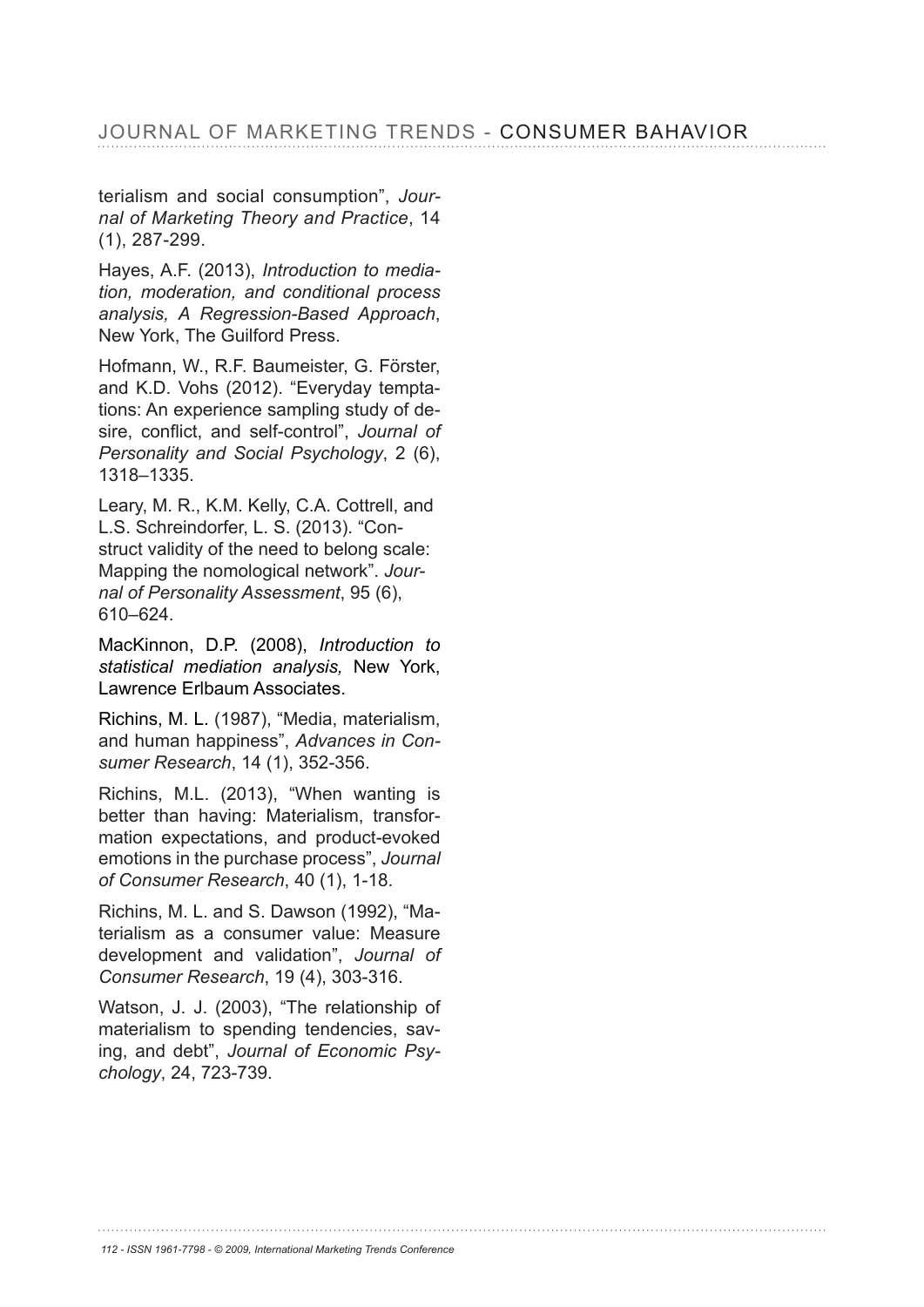terialism and social consumption", *Journal of Marketing Theory and Practice*, 14 (1), 287-299.

Hayes, A.F. (2013), *Introduction to mediation, moderation, and conditional process analysis, A Regression-Based Approach*, New York, The Guilford Press.

Hofmann, W., R.F. Baumeister, G. Förster, and K.D. Vohs (2012). "Everyday temptations: An experience sampling study of desire, conflict, and self-control", *Journal of Personality and Social Psychology*, 2 (6), 1318–1335.

Leary, M. R., K.M. Kelly, C.A. Cottrell, and L.S. Schreindorfer, L. S. (2013). "Construct validity of the need to belong scale: Mapping the nomological network". *Journal of Personality Assessment*, 95 (6), 610–624.

MacKinnon, D.P. (2008), *Introduction to statistical mediation analysis,* New York, Lawrence Erlbaum Associates.

Richins, M. L. (1987), "Media, materialism, and human happiness", *Advances in Consumer Research*, 14 (1), 352-356.

Richins, M.L. (2013), "When wanting is better than having: Materialism, transformation expectations, and product-evoked emotions in the purchase process", *Journal of Consumer Research*, 40 (1), 1-18.

Richins, M. L. and S. Dawson (1992), "Materialism as a consumer value: Measure development and validation", *Journal of Consumer Research*, 19 (4), 303-316.

Watson, J. J. (2003), "The relationship of materialism to spending tendencies, saving, and debt", *Journal of Economic Psychology*, 24, 723-739.